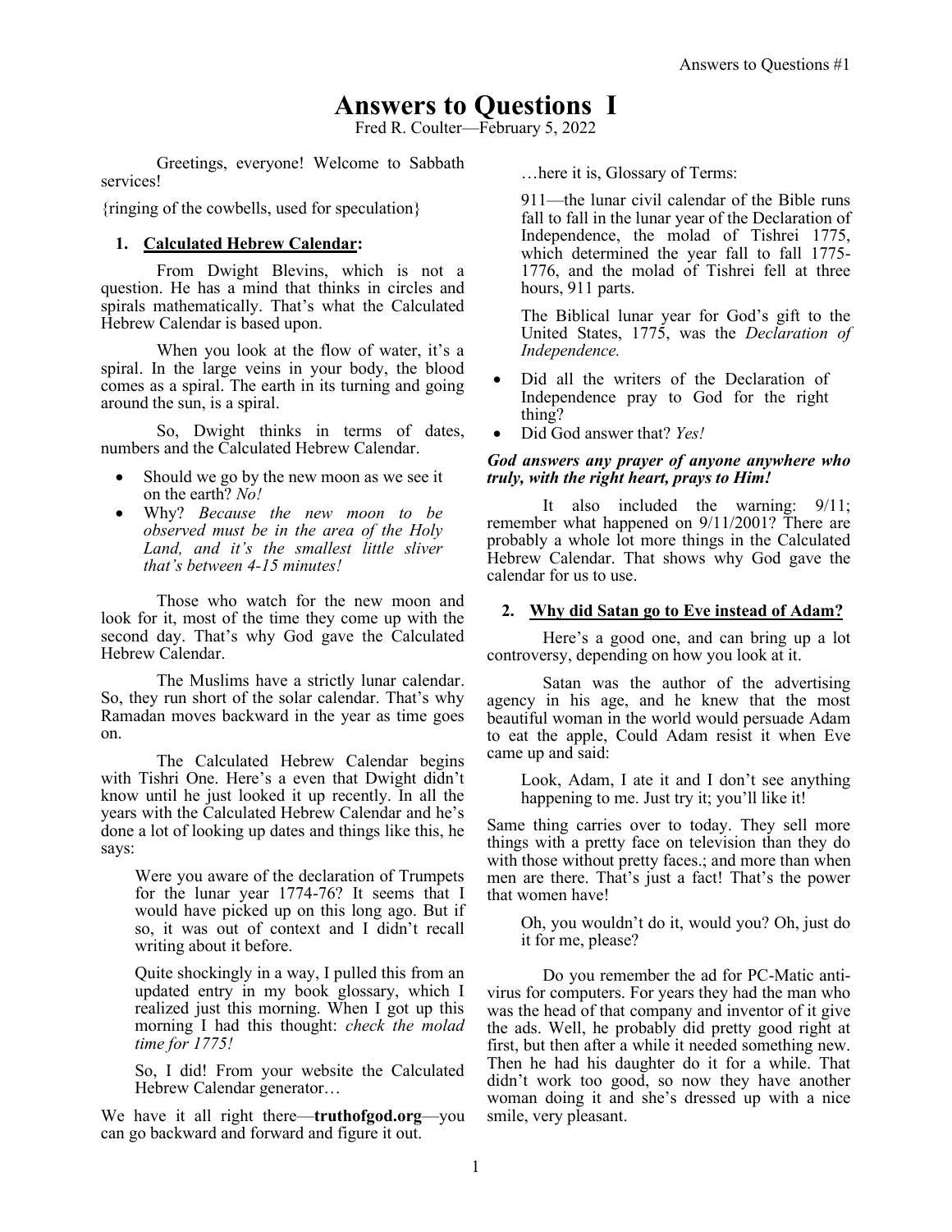# Answers to Questions I

Fred R. Coulter—February 5, 2022

Greetings, everyone! Welcome to Sabbath services!

{ringing of the cowbells, used for speculation}

1. **Calculated Hebrew Calendar:**

From Dwight Blevins, which is not a question. He has a mind that thinks in circles and spirals mathematically. That's what the Calculated Hebrew Calendar is based upon.

When you look at the flow of water, it's a spiral. In the large veins in your body, the blood comes as a spiral. The earth in its turning and going around the sun, is a spiral.

So, Dwight thinks in terms of dates, numbers and the Calculated Hebrew Calendar.

- Should we go by the new moon as we see it on the earth? *No!*
- Why? *Because the new moon to be observed must be in the area of the Holy Land, and it's the smallest little sliver that's between 4-15 minutes!*

Those who watch for the new moon and look for it, most of the time they come up with the second day. That's why God gave the Calculated Hebrew Calendar.

The Muslims have a strictly lunar calendar. So, they run short of the solar calendar. That's why Ramadan moves backward in the year as time goes on.

The Calculated Hebrew Calendar begins with Tishri One. Here's a even that Dwight didn't know until he just looked it up recently. In all the years with the Calculated Hebrew Calendar and he's done a lot of looking up dates and things like this, he says:

> Were you aware of the declaration of Trumpets for the lunar year 1774-76? It seems that I would have picked up on this long ago. But if so, it was out of context and I didn't recall writing about it before.
>
> Quite shockingly in a way, I pulled this from an updated entry in my book glossary, which I realized just this morning. When I got up this morning I had this thought: *check the molad time for 1775!*
>
> So, I did! From your website the Calculated Hebrew Calendar generator…

We have it all right there—**truthofgod.org**—you can go backward and forward and figure it out.

> …here it is, Glossary of Terms:
>
> 911—the lunar civil calendar of the Bible runs fall to fall in the lunar year of the Declaration of Independence, the molad of Tishrei 1775, which determined the year fall to fall 1775-1776, and the molad of Tishrei fell at three hours, 911 parts.
>
> The Biblical lunar year for God's gift to the United States, 1775, was the *Declaration of Independence.*

- Did all the writers of the Declaration of Independence pray to God for the right thing?
- Did God answer that? *Yes!*

***God answers any prayer of anyone anywhere who truly, with the right heart, prays to Him!***

It also included the warning: 9/11; remember what happened on 9/11/2001? There are probably a whole lot more things in the Calculated Hebrew Calendar. That shows why God gave the calendar for us to use.

2. **Why did Satan go to Eve instead of Adam?**

Here's a good one, and can bring up a lot controversy, depending on how you look at it.

Satan was the author of the advertising agency in his age, and he knew that the most beautiful woman in the world would persuade Adam to eat the apple, Could Adam resist it when Eve came up and said:

> Look, Adam, I ate it and I don't see anything happening to me. Just try it; you'll like it!

Same thing carries over to today. They sell more things with a pretty face on television than they do with those without pretty faces.; and more than when men are there. That's just a fact! That's the power that women have!

> Oh, you wouldn't do it, would you? Oh, just do it for me, please?

Do you remember the ad for PC-Matic anti-virus for computers. For years they had the man who was the head of that company and inventor of it give the ads. Well, he probably did pretty good right at first, but then after a while it needed something new. Then he had his daughter do it for a while. That didn't work too good, so now they have another woman doing it and she's dressed up with a nice smile, very pleasant.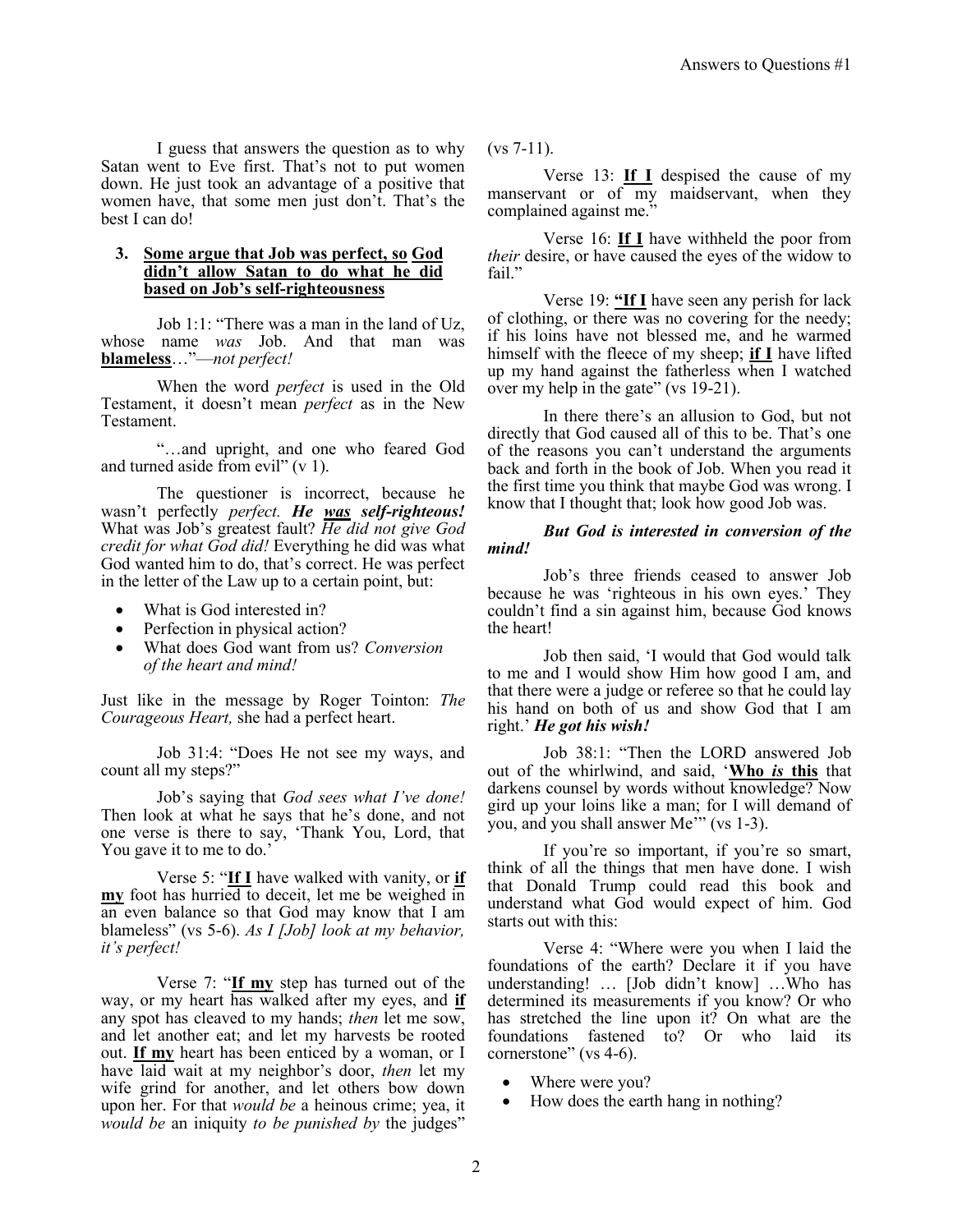I guess that answers the question as to why Satan went to Eve first. That's not to put women down. He just took an advantage of a positive that women have, that some men just don't. That's the best I can do!

3. **Some argue that Job was perfect, so God didn't allow Satan to do what he did based on Job's self-righteousness**

Job 1:1: "There was a man in the land of Uz, whose name *was* Job. And that man was **blameless**…"—*not perfect!*

When the word *perfect* is used in the Old Testament, it doesn't mean *perfect* as in the New Testament.

"…and upright, and one who feared God and turned aside from evil" (v 1).

The questioner is incorrect, because he wasn't perfectly *perfect. **He was self-righteous!*** What was Job's greatest fault? *He did not give God credit for what God did!* Everything he did was what God wanted him to do, that's correct. He was perfect in the letter of the Law up to a certain point, but:

- What is God interested in?
- Perfection in physical action?
- What does God want from us? *Conversion of the heart and mind!*

Just like in the message by Roger Tointon: *The Courageous Heart,* she had a perfect heart.

Job 31:4: "Does He not see my ways, and count all my steps?"

Job's saying that *God sees what I've done!* Then look at what he says that he's done, and not one verse is there to say, 'Thank You, Lord, that You gave it to me to do.'

Verse 5: "**If I** have walked with vanity, or **if my** foot has hurried to deceit, let me be weighed in an even balance so that God may know that I am blameless" (vs 5-6). *As I [Job] look at my behavior, it's perfect!*

Verse 7: "**If my** step has turned out of the way, or my heart has walked after my eyes, and **if** any spot has cleaved to my hands; *then* let me sow, and let another eat; and let my harvests be rooted out. **If my** heart has been enticed by a woman, or I have laid wait at my neighbor's door, *then* let my wife grind for another, and let others bow down upon her. For that *would be* a heinous crime; yea, it *would be* an iniquity *to be punished by* the judges" (vs 7-11).

Verse 13: **If I** despised the cause of my manservant or of my maidservant, when they complained against me."

Verse 16: **If I** have withheld the poor from *their* desire, or have caused the eyes of the widow to fail."

Verse 19: **"If I** have seen any perish for lack of clothing, or there was no covering for the needy; if his loins have not blessed me, and he warmed himself with the fleece of my sheep; **if I** have lifted up my hand against the fatherless when I watched over my help in the gate" (vs 19-21).

In there there's an allusion to God, but not directly that God caused all of this to be. That's one of the reasons you can't understand the arguments back and forth in the book of Job. When you read it the first time you think that maybe God was wrong. I know that I thought that; look how good Job was.

***But God is interested in conversion of the mind!***

Job's three friends ceased to answer Job because he was 'righteous in his own eyes.' They couldn't find a sin against him, because God knows the heart!

Job then said, 'I would that God would talk to me and I would show Him how good I am, and that there were a judge or referee so that he could lay his hand on both of us and show God that I am right.' ***He got his wish!***

Job 38:1: "Then the LORD answered Job out of the whirlwind, and said, '**Who *is* this** that darkens counsel by words without knowledge? Now gird up your loins like a man; for I will demand of you, and you shall answer Me'" (vs 1-3).

If you're so important, if you're so smart, think of all the things that men have done. I wish that Donald Trump could read this book and understand what God would expect of him. God starts out with this:

Verse 4: "Where were you when I laid the foundations of the earth? Declare it if you have understanding! … [Job didn't know] …Who has determined its measurements if you know? Or who has stretched the line upon it? On what are the foundations fastened to? Or who laid its cornerstone" (vs 4-6).

- Where were you?
- How does the earth hang in nothing?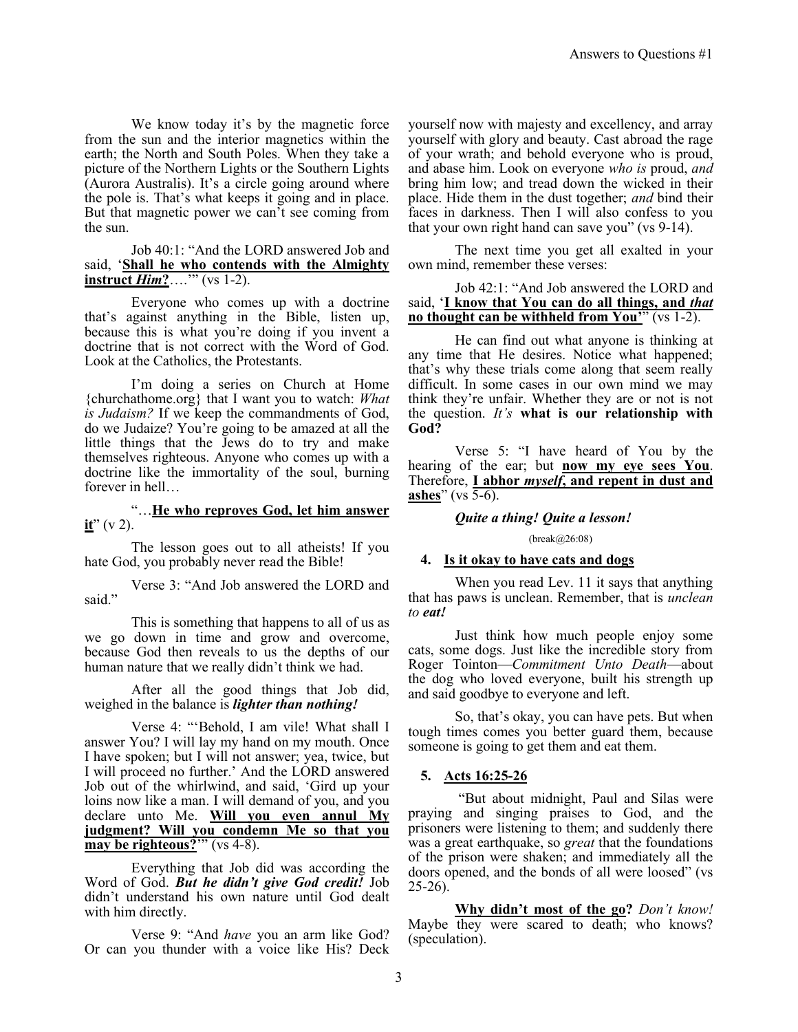We know today it's by the magnetic force from the sun and the interior magnetics within the earth; the North and South Poles. When they take a picture of the Northern Lights or the Southern Lights (Aurora Australis). It's a circle going around where the pole is. That's what keeps it going and in place. But that magnetic power we can't see coming from the sun.

Job 40:1: "And the LORD answered Job and said, '**<u>Shall he who contends with the Almighty instruct *Him*?</u>**….'" (vs 1-2).

Everyone who comes up with a doctrine that's against anything in the Bible, listen up, because this is what you're doing if you invent a doctrine that is not correct with the Word of God. Look at the Catholics, the Protestants.

I'm doing a series on Church at Home {churchathome.org} that I want you to watch: *What is Judaism?* If we keep the commandments of God, do we Judaize? You're going to be amazed at all the little things that the Jews do to try and make themselves righteous. Anyone who comes up with a doctrine like the immortality of the soul, burning forever in hell…

"…**<u>He who reproves God, let him answer it</u>**" (v 2).

The lesson goes out to all atheists! If you hate God, you probably never read the Bible!

Verse 3: "And Job answered the LORD and said."

This is something that happens to all of us as we go down in time and grow and overcome, because God then reveals to us the depths of our human nature that we really didn't think we had.

After all the good things that Job did, weighed in the balance is ***lighter than nothing!***

Verse 4: "'Behold, I am vile! What shall I answer You? I will lay my hand on my mouth. Once I have spoken; but I will not answer; yea, twice, but I will proceed no further.' And the LORD answered Job out of the whirlwind, and said, 'Gird up your loins now like a man. I will demand of you, and you declare unto Me. **<u>Will you even annul My judgment? Will you condemn Me so that you may be righteous?</u>**'" (vs 4-8).

Everything that Job did was according the Word of God. ***But he didn't give God credit!*** Job didn't understand his own nature until God dealt with him directly.

Verse 9: "And *have* you an arm like God? Or can you thunder with a voice like His? Deck yourself now with majesty and excellency, and array yourself with glory and beauty. Cast abroad the rage of your wrath; and behold everyone who is proud, and abase him. Look on everyone *who is* proud, *and* bring him low; and tread down the wicked in their place. Hide them in the dust together; *and* bind their faces in darkness. Then I will also confess to you that your own right hand can save you" (vs 9-14).

The next time you get all exalted in your own mind, remember these verses:

Job 42:1: "And Job answered the LORD and said, '**<u>I know that You can do all things, and *that* no thought can be withheld from You</u>**'" (vs 1-2).

He can find out what anyone is thinking at any time that He desires. Notice what happened; that's why these trials come along that seem really difficult. In some cases in our own mind we may think they're unfair. Whether they are or not is not the question. *It's* **what is our relationship with God?**

Verse 5: "I have heard of You by the hearing of the ear; but **<u>now my eye sees You</u>**. Therefore, **<u>I abhor *myself*, and repent in dust and ashes</u>**" (vs 5-6).

***Quite a thing! Quite a lesson!***

(break@26:08)

## 4. <u>Is it okay to have cats and dogs</u>

When you read Lev. 11 it says that anything that has paws is unclean. Remember, that is *unclean to **eat!***

Just think how much people enjoy some cats, some dogs. Just like the incredible story from Roger Tointon—*Commitment Unto Death*—about the dog who loved everyone, built his strength up and said goodbye to everyone and left.

So, that's okay, you can have pets. But when tough times comes you better guard them, because someone is going to get them and eat them.

## 5. <u>Acts 16:25-26</u>

"But about midnight, Paul and Silas were praying and singing praises to God, and the prisoners were listening to them; and suddenly there was a great earthquake, so *great* that the foundations of the prison were shaken; and immediately all the doors opened, and the bonds of all were loosed" (vs 25-26).

**<u>Why didn't most of the go</u>?** *Don't know!* Maybe they were scared to death; who knows? (speculation).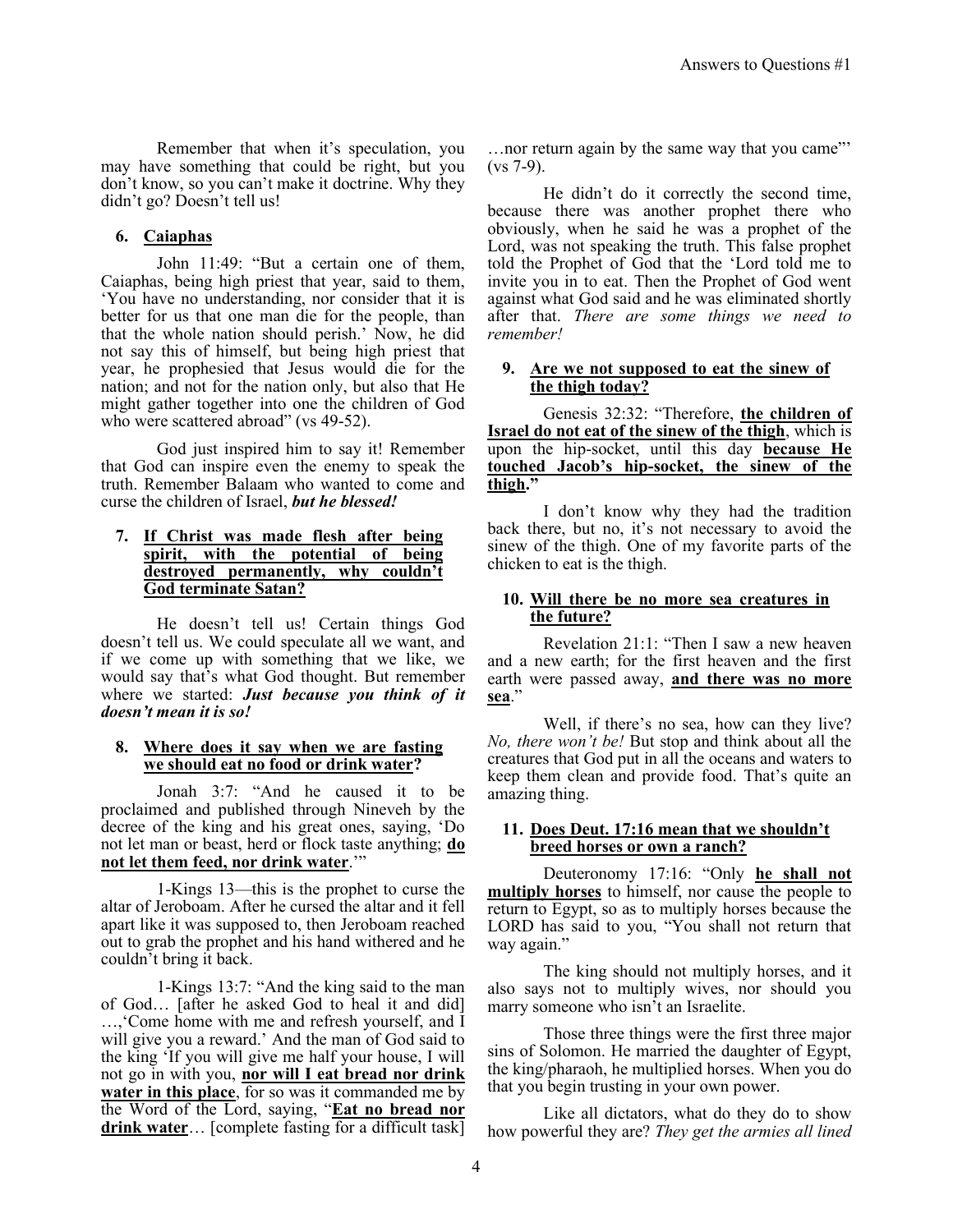Remember that when it's speculation, you may have something that could be right, but you don't know, so you can't make it doctrine. Why they didn't go? Doesn't tell us!

6. **Caiaphas**

John 11:49: "But a certain one of them, Caiaphas, being high priest that year, said to them, 'You have no understanding, nor consider that it is better for us that one man die for the people, than that the whole nation should perish.' Now, he did not say this of himself, but being high priest that year, he prophesied that Jesus would die for the nation; and not for the nation only, but also that He might gather together into one the children of God who were scattered abroad" (vs 49-52).

God just inspired him to say it! Remember that God can inspire even the enemy to speak the truth. Remember Balaam who wanted to come and curse the children of Israel, ***but he blessed!***

7. **If Christ was made flesh after being spirit, with the potential of being destroyed permanently, why couldn't God terminate Satan?**

He doesn't tell us! Certain things God doesn't tell us. We could speculate all we want, and if we come up with something that we like, we would say that's what God thought. But remember where we started: ***Just because you think of it doesn't mean it is so!***

8. **Where does it say when we are fasting we should eat no food or drink water?**

Jonah 3:7: "And he caused it to be proclaimed and published through Nineveh by the decree of the king and his great ones, saying, 'Do not let man or beast, herd or flock taste anything; **do not let them feed, nor drink water**.'"

1-Kings 13—this is the prophet to curse the altar of Jeroboam. After he cursed the altar and it fell apart like it was supposed to, then Jeroboam reached out to grab the prophet and his hand withered and he couldn't bring it back.

1-Kings 13:7: "And the king said to the man of God… [after he asked God to heal it and did] …,'Come home with me and refresh yourself, and I will give you a reward.' And the man of God said to the king 'If you will give me half your house, I will not go in with you, **nor will I eat bread nor drink water in this place**, for so was it commanded me by the Word of the Lord, saying, "**Eat no bread nor drink water**… [complete fasting for a difficult task] …nor return again by the same way that you came"' (vs 7-9).

He didn't do it correctly the second time, because there was another prophet there who obviously, when he said he was a prophet of the Lord, was not speaking the truth. This false prophet told the Prophet of God that the 'Lord told me to invite you in to eat. Then the Prophet of God went against what God said and he was eliminated shortly after that. *There are some things we need to remember!*

9. **Are we not supposed to eat the sinew of the thigh today?**

Genesis 32:32: "Therefore, **the children of Israel do not eat of the sinew of the thigh**, which is upon the hip-socket, until this day **because He touched Jacob's hip-socket, the sinew of the thigh**."

I don't know why they had the tradition back there, but no, it's not necessary to avoid the sinew of the thigh. One of my favorite parts of the chicken to eat is the thigh.

10. **Will there be no more sea creatures in the future?**

Revelation 21:1: "Then I saw a new heaven and a new earth; for the first heaven and the first earth were passed away, **and there was no more sea**."

Well, if there's no sea, how can they live? *No, there won't be!* But stop and think about all the creatures that God put in all the oceans and waters to keep them clean and provide food. That's quite an amazing thing.

11. **Does Deut. 17:16 mean that we shouldn't breed horses or own a ranch?**

Deuteronomy 17:16: "Only **he shall not multiply horses** to himself, nor cause the people to return to Egypt, so as to multiply horses because the LORD has said to you, "You shall not return that way again."

The king should not multiply horses, and it also says not to multiply wives, nor should you marry someone who isn't an Israelite.

Those three things were the first three major sins of Solomon. He married the daughter of Egypt, the king/pharaoh, he multiplied horses. When you do that you begin trusting in your own power.

Like all dictators, what do they do to show how powerful they are? *They get the armies all lined*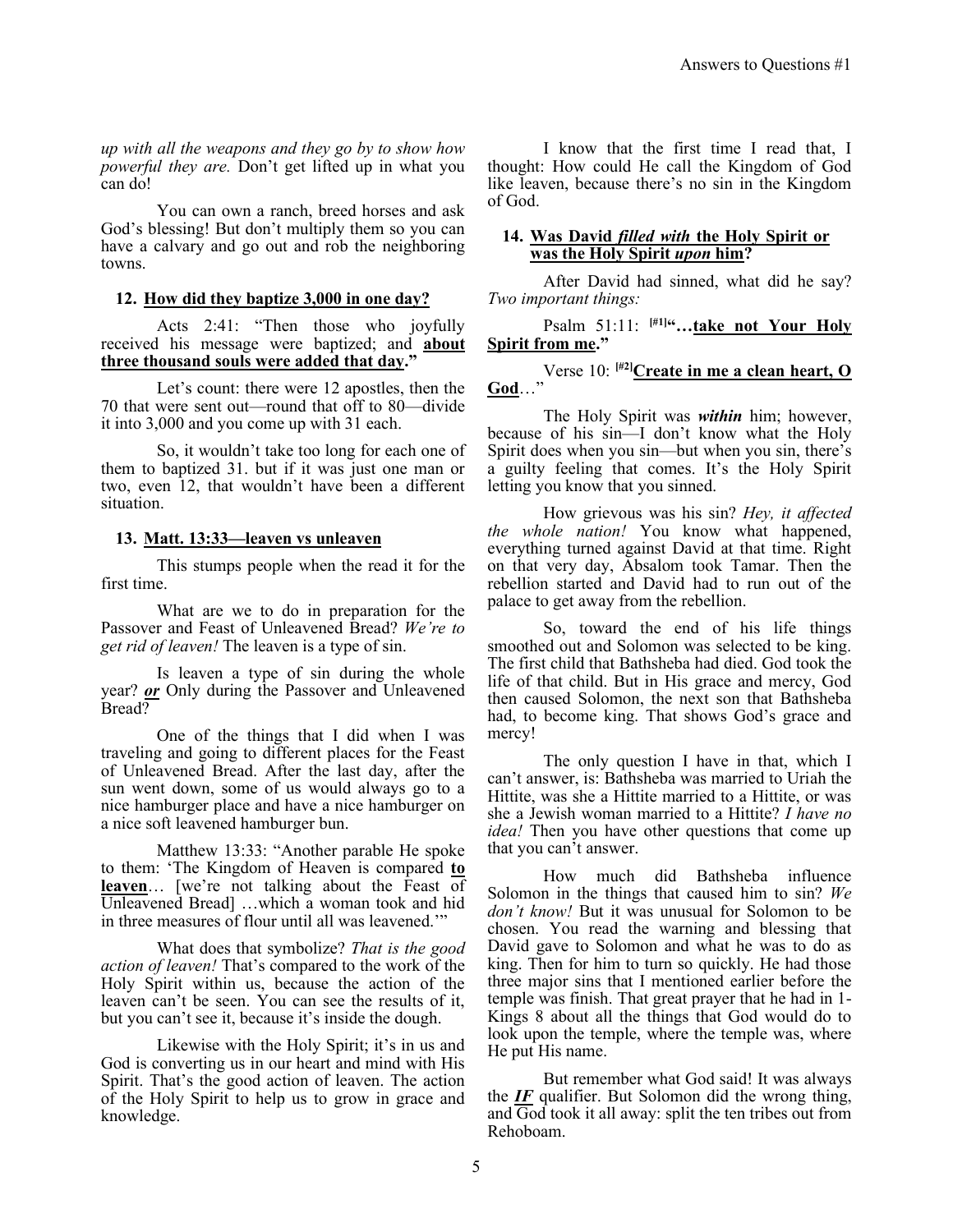*up with all the weapons and they go by to show how powerful they are.* Don't get lifted up in what you can do!

You can own a ranch, breed horses and ask God's blessing! But don't multiply them so you can have a calvary and go out and rob the neighboring towns.

### 12. How did they baptize 3,000 in one day?

Acts 2:41: "Then those who joyfully received his message were baptized; and **about three thousand souls were added that day.**"

Let's count: there were 12 apostles, then the 70 that were sent out—round that off to 80—divide it into 3,000 and you come up with 31 each.

So, it wouldn't take too long for each one of them to baptized 31. but if it was just one man or two, even 12, that wouldn't have been a different situation.

### 13. Matt. 13:33—leaven vs unleaven

This stumps people when the read it for the first time.

What are we to do in preparation for the Passover and Feast of Unleavened Bread? *We're to get rid of leaven!* The leaven is a type of sin.

Is leaven a type of sin during the whole year? ***or*** Only during the Passover and Unleavened Bread?

One of the things that I did when I was traveling and going to different places for the Feast of Unleavened Bread. After the last day, after the sun went down, some of us would always go to a nice hamburger place and have a nice hamburger on a nice soft leavened hamburger bun.

Matthew 13:33: "Another parable He spoke to them: 'The Kingdom of Heaven is compared **to leaven**… [we're not talking about the Feast of Unleavened Bread] …which a woman took and hid in three measures of flour until all was leavened.'"

What does that symbolize? *That is the good action of leaven!* That's compared to the work of the Holy Spirit within us, because the action of the leaven can't be seen. You can see the results of it, but you can't see it, because it's inside the dough.

Likewise with the Holy Spirit; it's in us and God is converting us in our heart and mind with His Spirit. That's the good action of leaven. The action of the Holy Spirit to help us to grow in grace and knowledge.

I know that the first time I read that, I thought: How could He call the Kingdom of God like leaven, because there's no sin in the Kingdom of God.

### 14. Was David *filled with* the Holy Spirit or was the Holy Spirit *upon* him?

After David had sinned, what did he say? *Two important things:*

Psalm 51:11: **[#1]"…take not Your Holy Spirit from me."**

Verse 10: **[#2]Create in me a clean heart, O God**…"

The Holy Spirit was ***within*** him; however, because of his sin—I don't know what the Holy Spirit does when you sin—but when you sin, there's a guilty feeling that comes. It's the Holy Spirit letting you know that you sinned.

How grievous was his sin? *Hey, it affected the whole nation!* You know what happened, everything turned against David at that time. Right on that very day, Absalom took Tamar. Then the rebellion started and David had to run out of the palace to get away from the rebellion.

So, toward the end of his life things smoothed out and Solomon was selected to be king. The first child that Bathsheba had died. God took the life of that child. But in His grace and mercy, God then caused Solomon, the next son that Bathsheba had, to become king. That shows God's grace and mercy!

The only question I have in that, which I can't answer, is: Bathsheba was married to Uriah the Hittite, was she a Hittite married to a Hittite, or was she a Jewish woman married to a Hittite? *I have no idea!* Then you have other questions that come up that you can't answer.

How much did Bathsheba influence Solomon in the things that caused him to sin? *We don't know!* But it was unusual for Solomon to be chosen. You read the warning and blessing that David gave to Solomon and what he was to do as king. Then for him to turn so quickly. He had those three major sins that I mentioned earlier before the temple was finish. That great prayer that he had in 1-Kings 8 about all the things that God would do to look upon the temple, where the temple was, where He put His name.

But remember what God said! It was always the ***IF*** qualifier. But Solomon did the wrong thing, and God took it all away: split the ten tribes out from Rehoboam.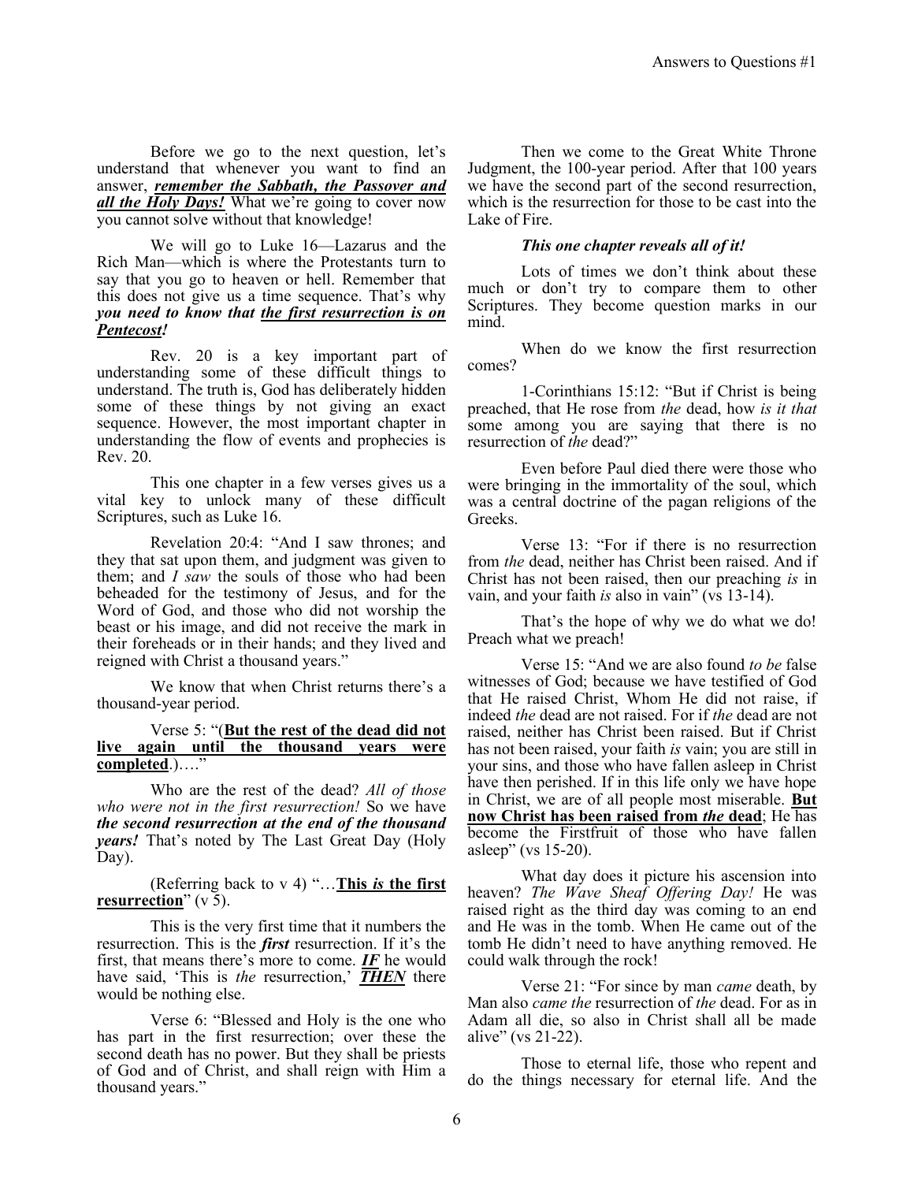Before we go to the next question, let's understand that whenever you want to find an answer, ***remember the Sabbath, the Passover and all the Holy Days!*** What we're going to cover now you cannot solve without that knowledge!

We will go to Luke 16—Lazarus and the Rich Man—which is where the Protestants turn to say that you go to heaven or hell. Remember that this does not give us a time sequence. That's why ***you need to know that the first resurrection is on Pentecost!***

Rev. 20 is a key important part of understanding some of these difficult things to understand. The truth is, God has deliberately hidden some of these things by not giving an exact sequence. However, the most important chapter in understanding the flow of events and prophecies is Rev. 20.

This one chapter in a few verses gives us a vital key to unlock many of these difficult Scriptures, such as Luke 16.

Revelation 20:4: "And I saw thrones; and they that sat upon them, and judgment was given to them; and *I saw* the souls of those who had been beheaded for the testimony of Jesus, and for the Word of God, and those who did not worship the beast or his image, and did not receive the mark in their foreheads or in their hands; and they lived and reigned with Christ a thousand years."

We know that when Christ returns there's a thousand-year period.

Verse 5: "(**But the rest of the dead did not live again until the thousand years were completed**.)…."

Who are the rest of the dead? *All of those who were not in the first resurrection!* So we have ***the second resurrection at the end of the thousand years!*** That's noted by The Last Great Day (Holy Day).

(Referring back to v 4) "…**This *is* the first resurrection**" (v 5).

This is the very first time that it numbers the resurrection. This is the ***first*** resurrection. If it's the first, that means there's more to come. ***IF*** he would have said, 'This is *the* resurrection,' ***THEN*** there would be nothing else.

Verse 6: "Blessed and Holy is the one who has part in the first resurrection; over these the second death has no power. But they shall be priests of God and of Christ, and shall reign with Him a thousand years."

Then we come to the Great White Throne Judgment, the 100-year period. After that 100 years we have the second part of the second resurrection, which is the resurrection for those to be cast into the Lake of Fire.

***This one chapter reveals all of it!***

Lots of times we don't think about these much or don't try to compare them to other Scriptures. They become question marks in our mind.

When do we know the first resurrection comes?

1-Corinthians 15:12: "But if Christ is being preached, that He rose from *the* dead, how *is it that* some among you are saying that there is no resurrection of *the* dead?"

Even before Paul died there were those who were bringing in the immortality of the soul, which was a central doctrine of the pagan religions of the Greeks.

Verse 13: "For if there is no resurrection from *the* dead, neither has Christ been raised. And if Christ has not been raised, then our preaching *is* in vain, and your faith *is* also in vain" (vs 13-14).

That's the hope of why we do what we do! Preach what we preach!

Verse 15: "And we are also found *to be* false witnesses of God; because we have testified of God that He raised Christ, Whom He did not raise, if indeed *the* dead are not raised. For if *the* dead are not raised, neither has Christ been raised. But if Christ has not been raised, your faith *is* vain; you are still in your sins, and those who have fallen asleep in Christ have then perished. If in this life only we have hope in Christ, we are of all people most miserable. **But now Christ has been raised from *the* dead**; He has become the Firstfruit of those who have fallen asleep" (vs 15-20).

What day does it picture his ascension into heaven? *The Wave Sheaf Offering Day!* He was raised right as the third day was coming to an end and He was in the tomb. When He came out of the tomb He didn't need to have anything removed. He could walk through the rock!

Verse 21: "For since by man *came* death, by Man also *came the* resurrection of *the* dead. For as in Adam all die, so also in Christ shall all be made alive" (vs 21-22).

Those to eternal life, those who repent and do the things necessary for eternal life. And the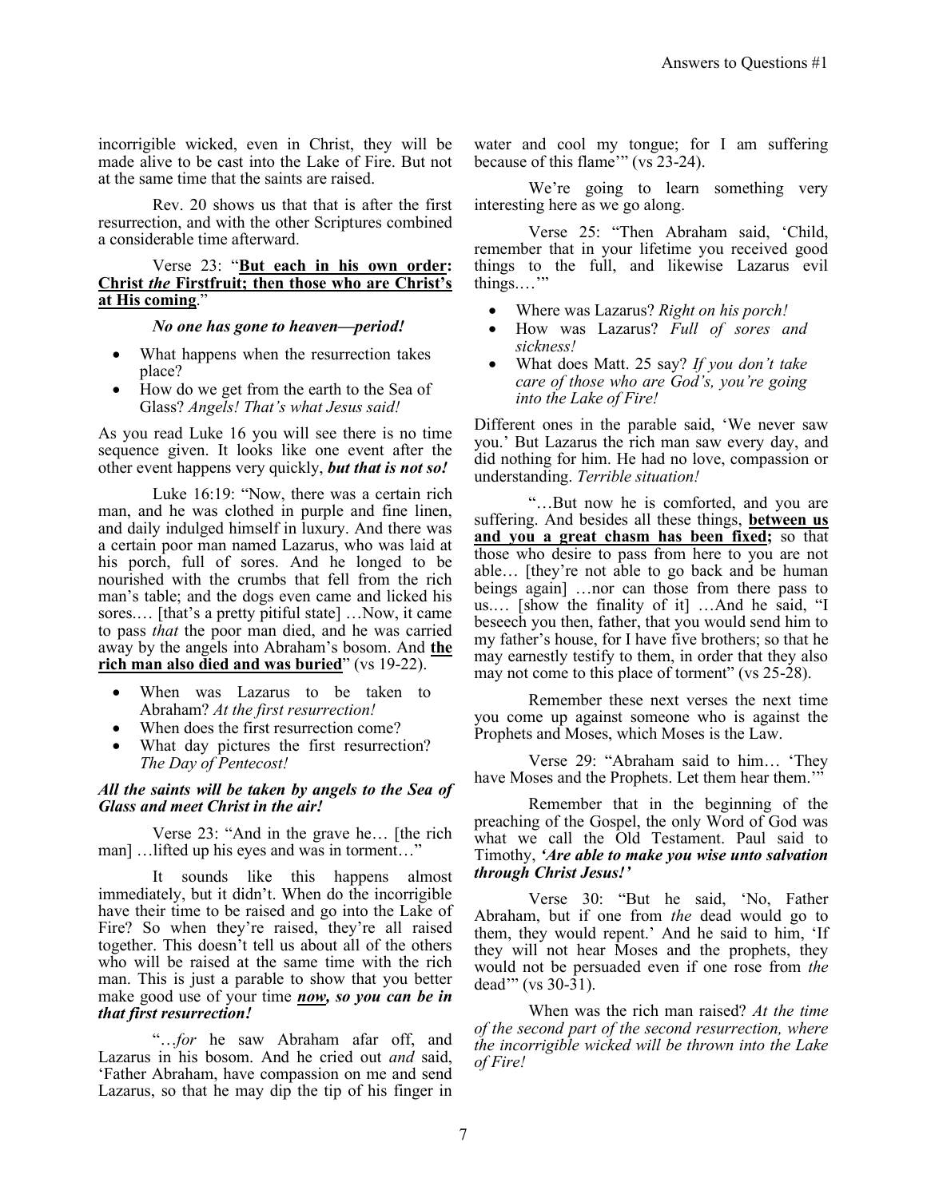incorrigible wicked, even in Christ, they will be made alive to be cast into the Lake of Fire. But not at the same time that the saints are raised.

Rev. 20 shows us that that is after the first resurrection, and with the other Scriptures combined a considerable time afterward.

Verse 23: "**<u>But each in his own order: Christ *the* Firstfruit; then those who are Christ's at His coming</u>**."

***No one has gone to heaven—period!***

- What happens when the resurrection takes place?
- How do we get from the earth to the Sea of Glass? *Angels! That's what Jesus said!*

As you read Luke 16 you will see there is no time sequence given. It looks like one event after the other event happens very quickly, ***but that is not so!***

Luke 16:19: "Now, there was a certain rich man, and he was clothed in purple and fine linen, and daily indulged himself in luxury. And there was a certain poor man named Lazarus, who was laid at his porch, full of sores. And he longed to be nourished with the crumbs that fell from the rich man's table; and the dogs even came and licked his sores.… [that's a pretty pitiful state] …Now, it came to pass *that* the poor man died, and he was carried away by the angels into Abraham's bosom. And **<u>the rich man also died and was buried</u>**" (vs 19-22).

- When was Lazarus to be taken to Abraham? *At the first resurrection!*
- When does the first resurrection come?
- What day pictures the first resurrection? *The Day of Pentecost!*

***All the saints will be taken by angels to the Sea of Glass and meet Christ in the air!***

Verse 23: "And in the grave he… [the rich man] …lifted up his eyes and was in torment…"

It sounds like this happens almost immediately, but it didn't. When do the incorrigible have their time to be raised and go into the Lake of Fire? So when they're raised, they're all raised together. This doesn't tell us about all of the others who will be raised at the same time with the rich man. This is just a parable to show that you better make good use of your time ***<u>now</u>*, *so you can be in that first resurrection!***

"…*for* he saw Abraham afar off, and Lazarus in his bosom. And he cried out *and* said, 'Father Abraham, have compassion on me and send Lazarus, so that he may dip the tip of his finger in water and cool my tongue; for I am suffering because of this flame'" (vs 23-24).

We're going to learn something very interesting here as we go along.

Verse 25: "Then Abraham said, 'Child, remember that in your lifetime you received good things to the full, and likewise Lazarus evil things.…'"

- Where was Lazarus? *Right on his porch!*
- How was Lazarus? *Full of sores and sickness!*
- What does Matt. 25 say? *If you don't take care of those who are God's, you're going into the Lake of Fire!*

Different ones in the parable said, 'We never saw you.' But Lazarus the rich man saw every day, and did nothing for him. He had no love, compassion or understanding. *Terrible situation!*

"…But now he is comforted, and you are suffering. And besides all these things, **<u>between us and you a great chasm has been fixed;</u>** so that those who desire to pass from here to you are not able… [they're not able to go back and be human beings again] …nor can those from there pass to us.… [show the finality of it] …And he said, "I beseech you then, father, that you would send him to my father's house, for I have five brothers; so that he may earnestly testify to them, in order that they also may not come to this place of torment" (vs 25-28).

Remember these next verses the next time you come up against someone who is against the Prophets and Moses, which Moses is the Law.

Verse 29: "Abraham said to him… 'They have Moses and the Prophets. Let them hear them.'"

Remember that in the beginning of the preaching of the Gospel, the only Word of God was what we call the Old Testament. Paul said to Timothy, ***'Are able to make you wise unto salvation through Christ Jesus!'***

Verse 30: "But he said, 'No, Father Abraham, but if one from *the* dead would go to them, they would repent.' And he said to him, 'If they will not hear Moses and the prophets, they would not be persuaded even if one rose from *the* dead'" (vs 30-31).

When was the rich man raised? *At the time of the second part of the second resurrection, where the incorrigible wicked will be thrown into the Lake of Fire!*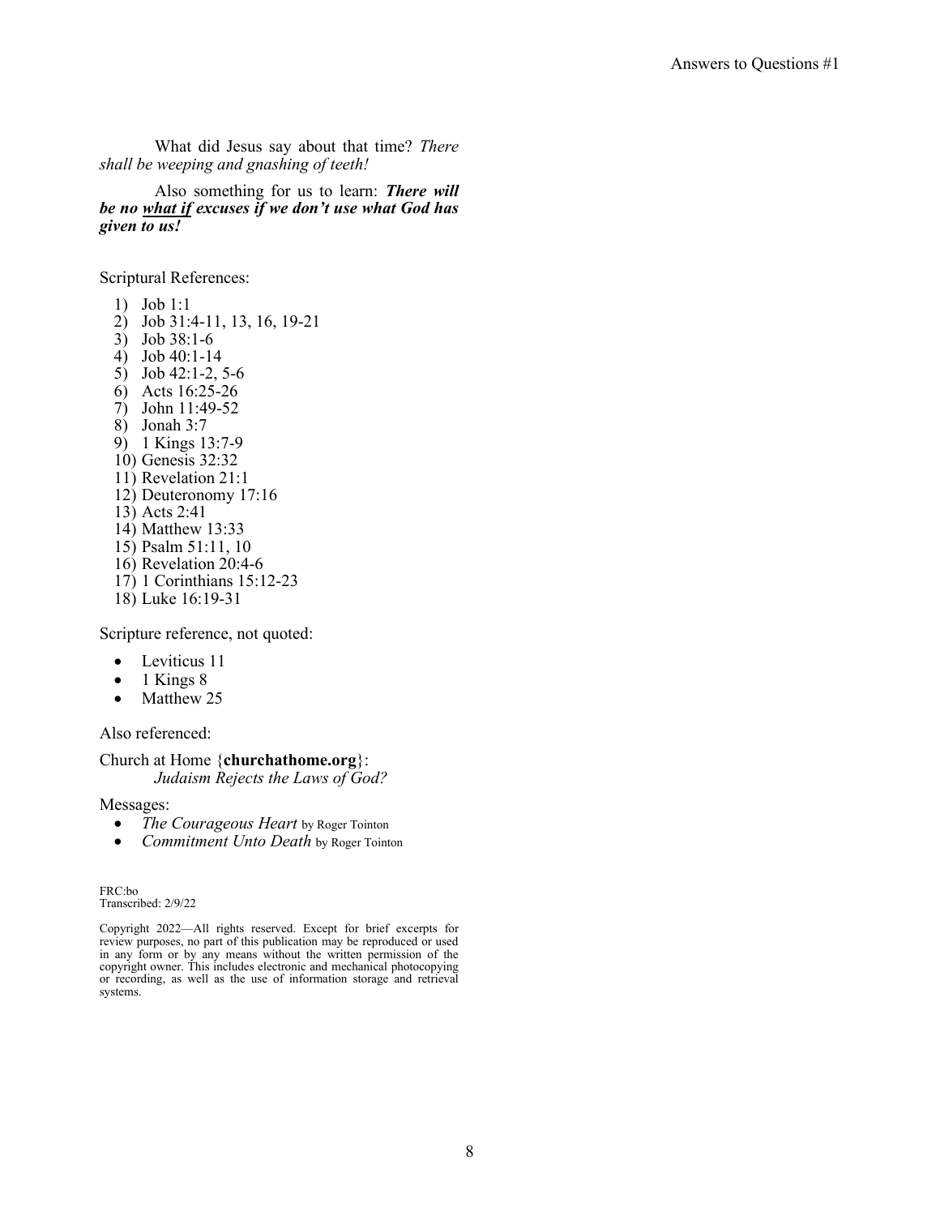What did Jesus say about that time? *There shall be weeping and gnashing of teeth!*

Also something for us to learn: ***There will be no <u>what if</u> excuses if we don't use what God has given to us!***

Scriptural References:

1) Job 1:1
2) Job 31:4-11, 13, 16, 19-21
3) Job 38:1-6
4) Job 40:1-14
5) Job 42:1-2, 5-6
6) Acts 16:25-26
7) John 11:49-52
8) Jonah 3:7
9) 1 Kings 13:7-9
10) Genesis 32:32
11) Revelation 21:1
12) Deuteronomy 17:16
13) Acts 2:41
14) Matthew 13:33
15) Psalm 51:11, 10
16) Revelation 20:4-6
17) 1 Corinthians 15:12-23
18) Luke 16:19-31

Scripture reference, not quoted:

- Leviticus 11
- 1 Kings 8
- Matthew 25

Also referenced:

Church at Home {**churchathome.org**}:
*Judaism Rejects the Laws of God?*

Messages:

- *The Courageous Heart* by Roger Tointon
- *Commitment Unto Death* by Roger Tointon

FRC:bo
Transcribed: 2/9/22

Copyright 2022—All rights reserved. Except for brief excerpts for review purposes, no part of this publication may be reproduced or used in any form or by any means without the written permission of the copyright owner. This includes electronic and mechanical photocopying or recording, as well as the use of information storage and retrieval systems.